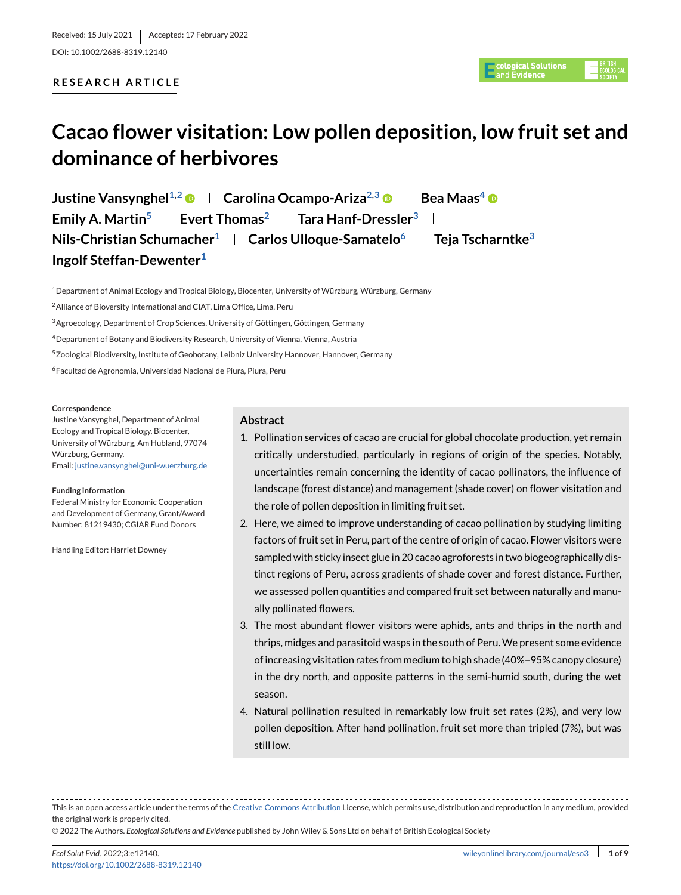Received: 15 July 2021 | Accepted: 17 February 2022

DOI: 10.1002/2688-8319.12140

**RESEARCH ARTICLE**

# Cacao flower visitation: Low pollen deposition, low fruit set and dominance of herbivores

**Justine Vansynghel**[1,2] | **Carolina Ocampo-Ariza**[2,3] | **Bea Maas**[4] | **Emily A. Martin**[5] | **Evert Thomas**[2] | **Tara Hanf-Dressler**[3] | **Nils-Christian Schumacher**[1] | **Carlos Ulloque-Samatelo**[6] | **Teja Tscharntke**[3] | **Ingolf Steffan-Dewenter**[1]

[1]Department of Animal Ecology and Tropical Biology, Biocenter, University of Würzburg, Würzburg, Germany

[2]Alliance of Bioversity International and CIAT, Lima Office, Lima, Peru

[3]Agroecology, Department of Crop Sciences, University of Göttingen, Göttingen, Germany

[4]Department of Botany and Biodiversity Research, University of Vienna, Vienna, Austria

[5]Zoological Biodiversity, Institute of Geobotany, Leibniz University Hannover, Hannover, Germany

[6]Facultad de Agronomía, Universidad Nacional de Piura, Piura, Peru

**Correspondence**
Justine Vansynghel, Department of Animal Ecology and Tropical Biology, Biocenter, University of Würzburg, Am Hubland, 97074 Würzburg, Germany.
Email: justine.vansynghel@uni-wuerzburg.de

**Funding information**
Federal Ministry for Economic Cooperation and Development of Germany, Grant/Award Number: 81219430; CGIAR Fund Donors

Handling Editor: Harriet Downey

## Abstract

1. Pollination services of cacao are crucial for global chocolate production, yet remain critically understudied, particularly in regions of origin of the species. Notably, uncertainties remain concerning the identity of cacao pollinators, the influence of landscape (forest distance) and management (shade cover) on flower visitation and the role of pollen deposition in limiting fruit set.
2. Here, we aimed to improve understanding of cacao pollination by studying limiting factors of fruit set in Peru, part of the centre of origin of cacao. Flower visitors were sampled with sticky insect glue in 20 cacao agroforests in two biogeographically distinct regions of Peru, across gradients of shade cover and forest distance. Further, we assessed pollen quantities and compared fruit set between naturally and manually pollinated flowers.
3. The most abundant flower visitors were aphids, ants and thrips in the north and thrips, midges and parasitoid wasps in the south of Peru. We present some evidence of increasing visitation rates from medium to high shade (40%–95% canopy closure) in the dry north, and opposite patterns in the semi-humid south, during the wet season.
4. Natural pollination resulted in remarkably low fruit set rates (2%), and very low pollen deposition. After hand pollination, fruit set more than tripled (7%), but was still low.

This is an open access article under the terms of the Creative Commons Attribution License, which permits use, distribution and reproduction in any medium, provided the original work is properly cited.

© 2022 The Authors. *Ecological Solutions and Evidence* published by John Wiley & Sons Ltd on behalf of British Ecological Society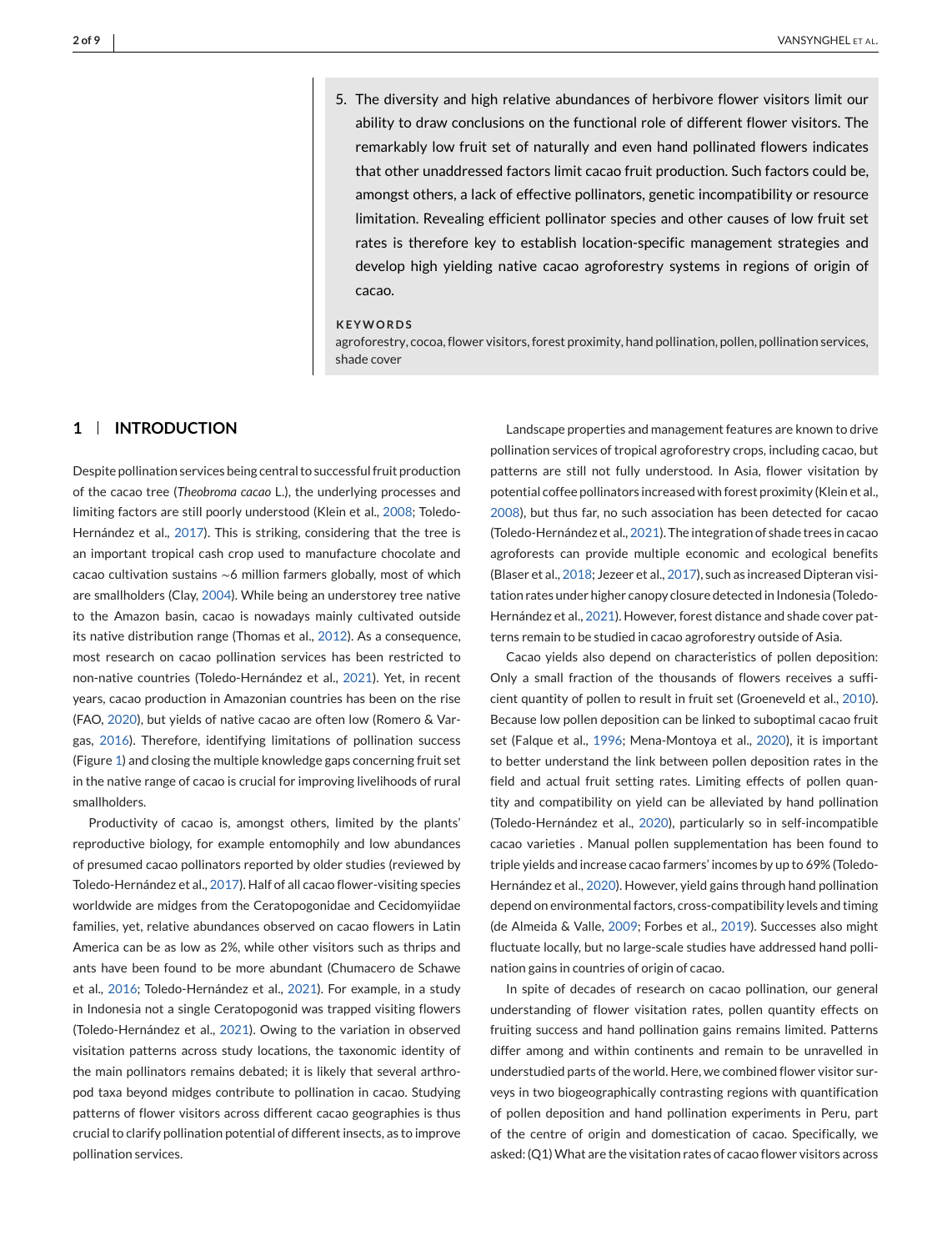5. The diversity and high relative abundances of herbivore flower visitors limit our ability to draw conclusions on the functional role of different flower visitors. The remarkably low fruit set of naturally and even hand pollinated flowers indicates that other unaddressed factors limit cacao fruit production. Such factors could be, amongst others, a lack of effective pollinators, genetic incompatibility or resource limitation. Revealing efficient pollinator species and other causes of low fruit set rates is therefore key to establish location-specific management strategies and develop high yielding native cacao agroforestry systems in regions of origin of cacao.

**KEYWORDS**

agroforestry, cocoa, flower visitors, forest proximity, hand pollination, pollen, pollination services, shade cover

## 1 | INTRODUCTION

Despite pollination services being central to successful fruit production of the cacao tree (*Theobroma cacao* L.), the underlying processes and limiting factors are still poorly understood (Klein et al., 2008; Toledo-Hernández et al., 2017). This is striking, considering that the tree is an important tropical cash crop used to manufacture chocolate and cacao cultivation sustains ∼6 million farmers globally, most of which are smallholders (Clay, 2004). While being an understorey tree native to the Amazon basin, cacao is nowadays mainly cultivated outside its native distribution range (Thomas et al., 2012). As a consequence, most research on cacao pollination services has been restricted to non-native countries (Toledo-Hernández et al., 2021). Yet, in recent years, cacao production in Amazonian countries has been on the rise (FAO, 2020), but yields of native cacao are often low (Romero & Vargas, 2016). Therefore, identifying limitations of pollination success (Figure 1) and closing the multiple knowledge gaps concerning fruit set in the native range of cacao is crucial for improving livelihoods of rural smallholders.

Productivity of cacao is, amongst others, limited by the plants' reproductive biology, for example entomophily and low abundances of presumed cacao pollinators reported by older studies (reviewed by Toledo-Hernández et al., 2017). Half of all cacao flower-visiting species worldwide are midges from the Ceratopogonidae and Cecidomyiidae families, yet, relative abundances observed on cacao flowers in Latin America can be as low as 2%, while other visitors such as thrips and ants have been found to be more abundant (Chumacero de Schawe et al., 2016; Toledo-Hernández et al., 2021). For example, in a study in Indonesia not a single Ceratopogonid was trapped visiting flowers (Toledo-Hernández et al., 2021). Owing to the variation in observed visitation patterns across study locations, the taxonomic identity of the main pollinators remains debated; it is likely that several arthropod taxa beyond midges contribute to pollination in cacao. Studying patterns of flower visitors across different cacao geographies is thus crucial to clarify pollination potential of different insects, as to improve pollination services.

Landscape properties and management features are known to drive pollination services of tropical agroforestry crops, including cacao, but patterns are still not fully understood. In Asia, flower visitation by potential coffee pollinators increased with forest proximity (Klein et al., 2008), but thus far, no such association has been detected for cacao (Toledo-Hernández et al., 2021). The integration of shade trees in cacao agroforests can provide multiple economic and ecological benefits (Blaser et al., 2018; Jezeer et al., 2017), such as increased Dipteran visitation rates under higher canopy closure detected in Indonesia (Toledo-Hernández et al., 2021). However, forest distance and shade cover patterns remain to be studied in cacao agroforestry outside of Asia.

Cacao yields also depend on characteristics of pollen deposition: Only a small fraction of the thousands of flowers receives a sufficient quantity of pollen to result in fruit set (Groeneveld et al., 2010). Because low pollen deposition can be linked to suboptimal cacao fruit set (Falque et al., 1996; Mena-Montoya et al., 2020), it is important to better understand the link between pollen deposition rates in the field and actual fruit setting rates. Limiting effects of pollen quantity and compatibility on yield can be alleviated by hand pollination (Toledo-Hernández et al., 2020), particularly so in self-incompatible cacao varieties . Manual pollen supplementation has been found to triple yields and increase cacao farmers' incomes by up to 69% (Toledo-Hernández et al., 2020). However, yield gains through hand pollination depend on environmental factors, cross-compatibility levels and timing (de Almeida & Valle, 2009; Forbes et al., 2019). Successes also might fluctuate locally, but no large-scale studies have addressed hand pollination gains in countries of origin of cacao.

In spite of decades of research on cacao pollination, our general understanding of flower visitation rates, pollen quantity effects on fruiting success and hand pollination gains remains limited. Patterns differ among and within continents and remain to be unravelled in understudied parts of the world. Here, we combined flower visitor surveys in two biogeographically contrasting regions with quantification of pollen deposition and hand pollination experiments in Peru, part of the centre of origin and domestication of cacao. Specifically, we asked: (Q1) What are the visitation rates of cacao flower visitors across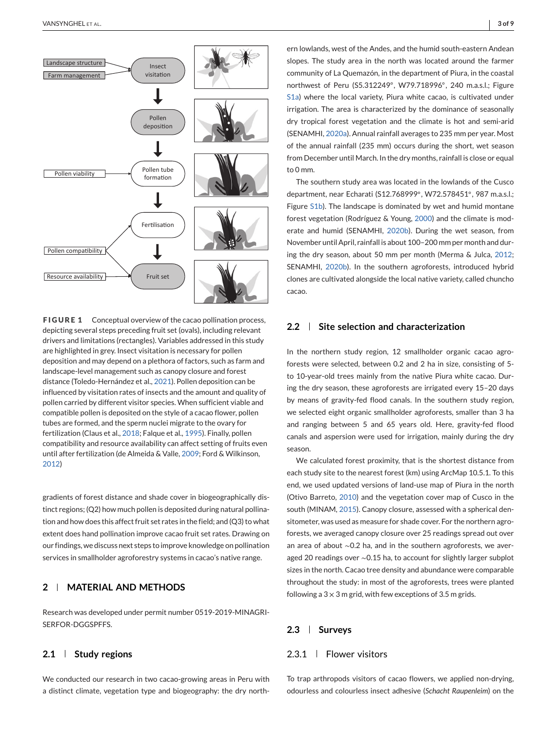**FIGURE 1** Conceptual overview of the cacao pollination process, depicting several steps preceding fruit set (ovals), including relevant drivers and limitations (rectangles). Variables addressed in this study are highlighted in grey. Insect visitation is necessary for pollen deposition and may depend on a plethora of factors, such as farm and landscape-level management such as canopy closure and forest distance (Toledo-Hernández et al., 2021). Pollen deposition can be influenced by visitation rates of insects and the amount and quality of pollen carried by different visitor species. When sufficient viable and compatible pollen is deposited on the style of a cacao flower, pollen tubes are formed, and the sperm nuclei migrate to the ovary for fertilization (Claus et al., 2018; Falque et al., 1995). Finally, pollen compatibility and resource availability can affect setting of fruits even until after fertilization (de Almeida & Valle, 2009; Ford & Wilkinson, 2012)

gradients of forest distance and shade cover in biogeographically distinct regions; (Q2) how much pollen is deposited during natural pollination and how does this affect fruit set rates in the field; and (Q3) to what extent does hand pollination improve cacao fruit set rates. Drawing on our findings, we discuss next steps to improve knowledge on pollination services in smallholder agroforestry systems in cacao's native range.

## 2 | MATERIAL AND METHODS

Research was developed under permit number 0519-2019-MINAGRI-SERFOR-DGGSPFFS.

### 2.1 | Study regions

We conducted our research in two cacao-growing areas in Peru with a distinct climate, vegetation type and biogeography: the dry northern lowlands, west of the Andes, and the humid south-eastern Andean slopes. The study area in the north was located around the farmer community of La Quemazón, in the department of Piura, in the coastal northwest of Peru (S5.312249°, W79.718996°, 240 m.a.s.l.; Figure S1a) where the local variety, Piura white cacao, is cultivated under irrigation. The area is characterized by the dominance of seasonally dry tropical forest vegetation and the climate is hot and semi-arid (SENAMHI, 2020a). Annual rainfall averages to 235 mm per year. Most of the annual rainfall (235 mm) occurs during the short, wet season from December until March. In the dry months, rainfall is close or equal to 0 mm.

The southern study area was located in the lowlands of the Cusco department, near Echarati (S12.768999°, W72.578451°, 987 m.a.s.l.; Figure S1b). The landscape is dominated by wet and humid montane forest vegetation (Rodríguez & Young, 2000) and the climate is moderate and humid (SENAMHI, 2020b). During the wet season, from November until April, rainfall is about 100–200 mm per month and during the dry season, about 50 mm per month (Merma & Julca, 2012; SENAMHI, 2020b). In the southern agroforests, introduced hybrid clones are cultivated alongside the local native variety, called chuncho cacao.

### 2.2 | Site selection and characterization

In the northern study region, 12 smallholder organic cacao agroforests were selected, between 0.2 and 2 ha in size, consisting of 5- to 10-year-old trees mainly from the native Piura white cacao. During the dry season, these agroforests are irrigated every 15–20 days by means of gravity-fed flood canals. In the southern study region, we selected eight organic smallholder agroforests, smaller than 3 ha and ranging between 5 and 65 years old. Here, gravity-fed flood canals and aspersion were used for irrigation, mainly during the dry season.

We calculated forest proximity, that is the shortest distance from each study site to the nearest forest (km) using ArcMap 10.5.1. To this end, we used updated versions of land-use map of Piura in the north (Otivo Barreto, 2010) and the vegetation cover map of Cusco in the south (MINAM, 2015). Canopy closure, assessed with a spherical densitometer, was used as measure for shade cover. For the northern agroforests, we averaged canopy closure over 25 readings spread out over an area of about ~0.2 ha, and in the southern agroforests, we averaged 20 readings over ~0.15 ha, to account for slightly larger subplot sizes in the north. Cacao tree density and abundance were comparable throughout the study: in most of the agroforests, trees were planted following a $3 \times 3$ m grid, with few exceptions of 3.5 m grids.

### 2.3 | Surveys

#### 2.3.1 | Flower visitors

To trap arthropods visitors of cacao flowers, we applied non-drying, odourless and colourless insect adhesive (*Schacht Raupenleim*) on the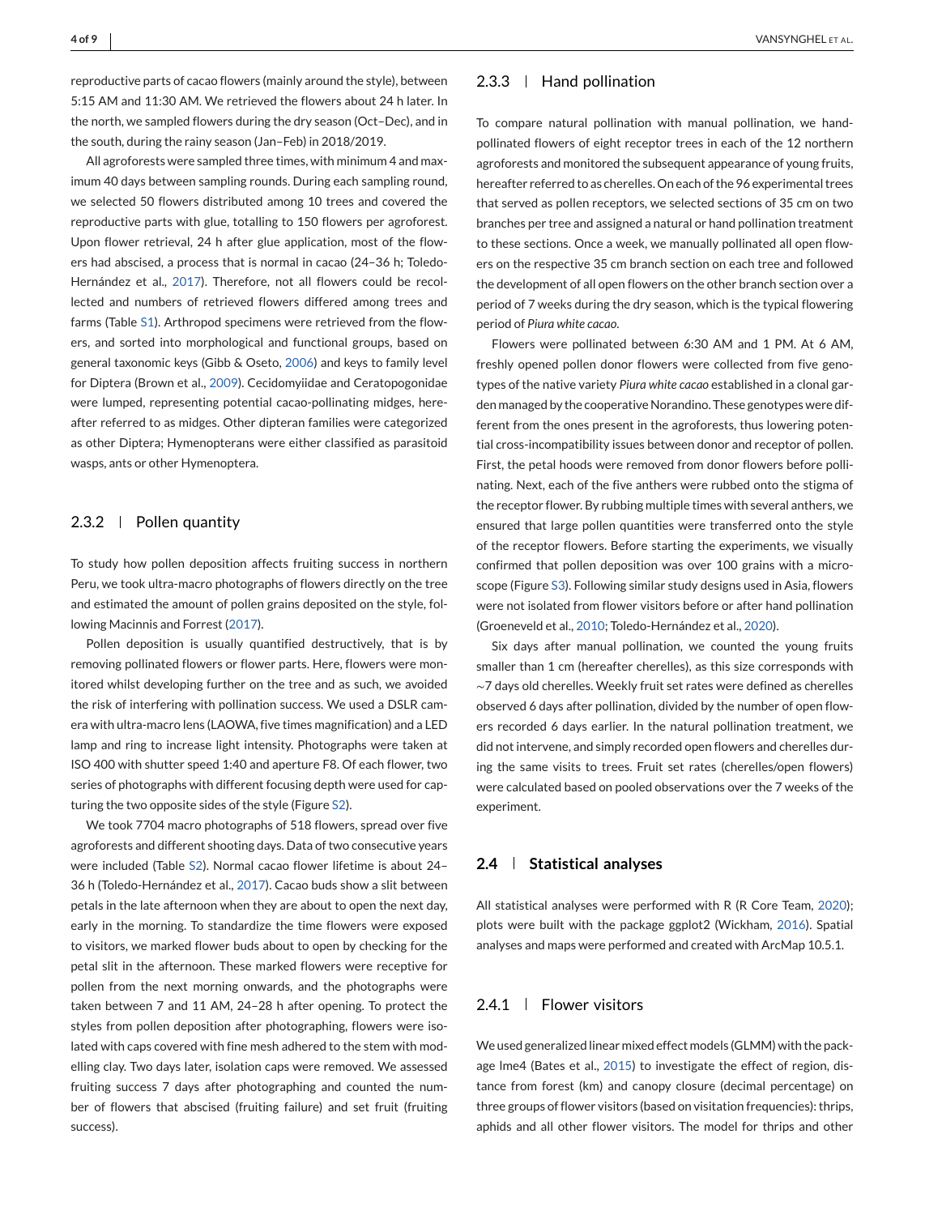reproductive parts of cacao flowers (mainly around the style), between 5:15 AM and 11:30 AM. We retrieved the flowers about 24 h later. In the north, we sampled flowers during the dry season (Oct–Dec), and in the south, during the rainy season (Jan–Feb) in 2018/2019.

All agroforests were sampled three times, with minimum 4 and maximum 40 days between sampling rounds. During each sampling round, we selected 50 flowers distributed among 10 trees and covered the reproductive parts with glue, totalling to 150 flowers per agroforest. Upon flower retrieval, 24 h after glue application, most of the flowers had abscised, a process that is normal in cacao (24–36 h; Toledo-Hernández et al., 2017). Therefore, not all flowers could be recollected and numbers of retrieved flowers differed among trees and farms (Table S1). Arthropod specimens were retrieved from the flowers, and sorted into morphological and functional groups, based on general taxonomic keys (Gibb & Oseto, 2006) and keys to family level for Diptera (Brown et al., 2009). Cecidomyiidae and Ceratopogonidae were lumped, representing potential cacao-pollinating midges, hereafter referred to as midges. Other dipteran families were categorized as other Diptera; Hymenopterans were either classified as parasitoid wasps, ants or other Hymenoptera.

### 2.3.2 | Pollen quantity

To study how pollen deposition affects fruiting success in northern Peru, we took ultra-macro photographs of flowers directly on the tree and estimated the amount of pollen grains deposited on the style, following Macinnis and Forrest (2017).

Pollen deposition is usually quantified destructively, that is by removing pollinated flowers or flower parts. Here, flowers were monitored whilst developing further on the tree and as such, we avoided the risk of interfering with pollination success. We used a DSLR camera with ultra-macro lens (LAOWA, five times magnification) and a LED lamp and ring to increase light intensity. Photographs were taken at ISO 400 with shutter speed 1:40 and aperture F8. Of each flower, two series of photographs with different focusing depth were used for capturing the two opposite sides of the style (Figure S2).

We took 7704 macro photographs of 518 flowers, spread over five agroforests and different shooting days. Data of two consecutive years were included (Table S2). Normal cacao flower lifetime is about 24–36 h (Toledo-Hernández et al., 2017). Cacao buds show a slit between petals in the late afternoon when they are about to open the next day, early in the morning. To standardize the time flowers were exposed to visitors, we marked flower buds about to open by checking for the petal slit in the afternoon. These marked flowers were receptive for pollen from the next morning onwards, and the photographs were taken between 7 and 11 AM, 24–28 h after opening. To protect the styles from pollen deposition after photographing, flowers were isolated with caps covered with fine mesh adhered to the stem with modelling clay. Two days later, isolation caps were removed. We assessed fruiting success 7 days after photographing and counted the number of flowers that abscised (fruiting failure) and set fruit (fruiting success).

### 2.3.3 | Hand pollination

To compare natural pollination with manual pollination, we hand-pollinated flowers of eight receptor trees in each of the 12 northern agroforests and monitored the subsequent appearance of young fruits, hereafter referred to as cherelles. On each of the 96 experimental trees that served as pollen receptors, we selected sections of 35 cm on two branches per tree and assigned a natural or hand pollination treatment to these sections. Once a week, we manually pollinated all open flowers on the respective 35 cm branch section on each tree and followed the development of all open flowers on the other branch section over a period of 7 weeks during the dry season, which is the typical flowering period of *Piura white cacao*.

Flowers were pollinated between 6:30 AM and 1 PM. At 6 AM, freshly opened pollen donor flowers were collected from five genotypes of the native variety *Piura white cacao* established in a clonal garden managed by the cooperative Norandino. These genotypes were different from the ones present in the agroforests, thus lowering potential cross-incompatibility issues between donor and receptor of pollen. First, the petal hoods were removed from donor flowers before pollinating. Next, each of the five anthers were rubbed onto the stigma of the receptor flower. By rubbing multiple times with several anthers, we ensured that large pollen quantities were transferred onto the style of the receptor flowers. Before starting the experiments, we visually confirmed that pollen deposition was over 100 grains with a microscope (Figure S3). Following similar study designs used in Asia, flowers were not isolated from flower visitors before or after hand pollination (Groeneveld et al., 2010; Toledo-Hernández et al., 2020).

Six days after manual pollination, we counted the young fruits smaller than 1 cm (hereafter cherelles), as this size corresponds with ~7 days old cherelles. Weekly fruit set rates were defined as cherelles observed 6 days after pollination, divided by the number of open flowers recorded 6 days earlier. In the natural pollination treatment, we did not intervene, and simply recorded open flowers and cherelles during the same visits to trees. Fruit set rates (cherelles/open flowers) were calculated based on pooled observations over the 7 weeks of the experiment.

## 2.4 | Statistical analyses

All statistical analyses were performed with R (R Core Team, 2020); plots were built with the package ggplot2 (Wickham, 2016). Spatial analyses and maps were performed and created with ArcMap 10.5.1.

### 2.4.1 | Flower visitors

We used generalized linear mixed effect models (GLMM) with the package lme4 (Bates et al., 2015) to investigate the effect of region, distance from forest (km) and canopy closure (decimal percentage) on three groups of flower visitors (based on visitation frequencies): thrips, aphids and all other flower visitors. The model for thrips and other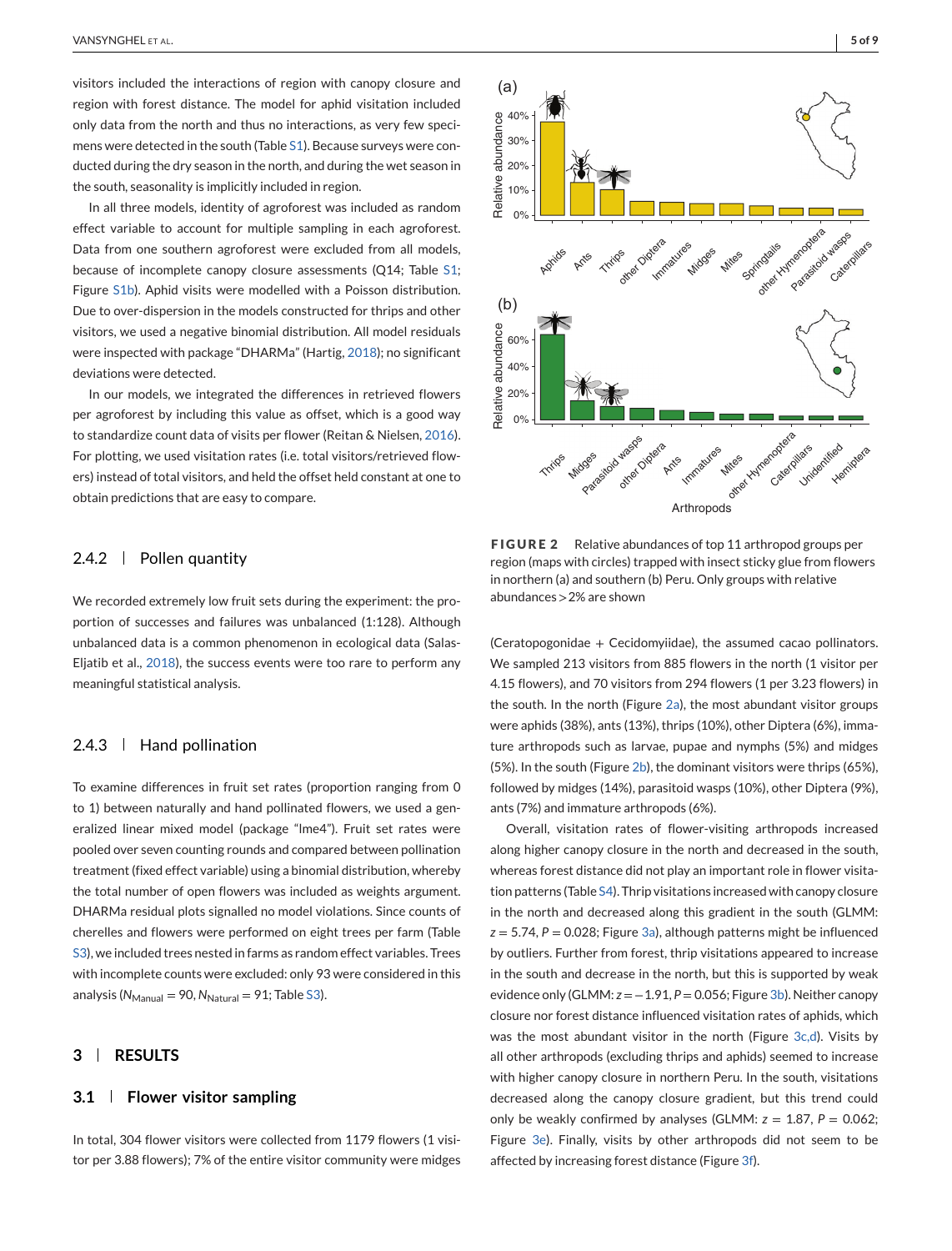visitors included the interactions of region with canopy closure and region with forest distance. The model for aphid visitation included only data from the north and thus no interactions, as very few specimens were detected in the south (Table S1). Because surveys were conducted during the dry season in the north, and during the wet season in the south, seasonality is implicitly included in region.

In all three models, identity of agroforest was included as random effect variable to account for multiple sampling in each agroforest. Data from one southern agroforest were excluded from all models, because of incomplete canopy closure assessments (Q14; Table S1; Figure S1b). Aphid visits were modelled with a Poisson distribution. Due to over-dispersion in the models constructed for thrips and other visitors, we used a negative binomial distribution. All model residuals were inspected with package "DHARMa" (Hartig, 2018); no significant deviations were detected.

In our models, we integrated the differences in retrieved flowers per agroforest by including this value as offset, which is a good way to standardize count data of visits per flower (Reitan & Nielsen, 2016). For plotting, we used visitation rates (i.e. total visitors/retrieved flowers) instead of total visitors, and held the offset held constant at one to obtain predictions that are easy to compare.

### 2.4.2 | Pollen quantity

We recorded extremely low fruit sets during the experiment: the proportion of successes and failures was unbalanced (1:128). Although unbalanced data is a common phenomenon in ecological data (Salas-Eljatib et al., 2018), the success events were too rare to perform any meaningful statistical analysis.

### 2.4.3 | Hand pollination

To examine differences in fruit set rates (proportion ranging from 0 to 1) between naturally and hand pollinated flowers, we used a generalized linear mixed model (package "lme4"). Fruit set rates were pooled over seven counting rounds and compared between pollination treatment (fixed effect variable) using a binomial distribution, whereby the total number of open flowers was included as weights argument. DHARMa residual plots signalled no model violations. Since counts of cherelles and flowers were performed on eight trees per farm (Table S3), we included trees nested in farms as random effect variables. Trees with incomplete counts were excluded: only 93 were considered in this analysis ($N_{\text{Manual}} = 90$, $N_{\text{Natural}} = 91$; Table S3).

## 3 | RESULTS

### 3.1 | Flower visitor sampling

In total, 304 flower visitors were collected from 1179 flowers (1 visitor per 3.88 flowers); 7% of the entire visitor community were midges (Ceratopogonidae + Cecidomyiidae), the assumed cacao pollinators. We sampled 213 visitors from 885 flowers in the north (1 visitor per 4.15 flowers), and 70 visitors from 294 flowers (1 per 3.23 flowers) in the south. In the north (Figure 2a), the most abundant visitor groups were aphids (38%), ants (13%), thrips (10%), other Diptera (6%), immature arthropods such as larvae, pupae and nymphs (5%) and midges (5%). In the south (Figure 2b), the dominant visitors were thrips (65%), followed by midges (14%), parasitoid wasps (10%), other Diptera (9%), ants (7%) and immature arthropods (6%).

Overall, visitation rates of flower-visiting arthropods increased along higher canopy closure in the north and decreased in the south, whereas forest distance did not play an important role in flower visitation patterns (Table S4). Thrip visitations increased with canopy closure in the north and decreased along this gradient in the south (GLMM: $z = 5.74$, $P = 0.028$; Figure 3a), although patterns might be influenced by outliers. Further from forest, thrip visitations appeared to increase in the south and decrease in the north, but this is supported by weak evidence only (GLMM: $z = -1.91$, $P = 0.056$; Figure 3b). Neither canopy closure nor forest distance influenced visitation rates of aphids, which was the most abundant visitor in the north (Figure 3c,d). Visits by all other arthropods (excluding thrips and aphids) seemed to increase with higher canopy closure in northern Peru. In the south, visitations decreased along the canopy closure gradient, but this trend could only be weakly confirmed by analyses (GLMM: $z = 1.87$, $P = 0.062$; Figure 3e). Finally, visits by other arthropods did not seem to be affected by increasing forest distance (Figure 3f).

**FIGURE 2** Relative abundances of top 11 arthropod groups per region (maps with circles) trapped with insect sticky glue from flowers in northern (a) and southern (b) Peru. Only groups with relative abundances >2% are shown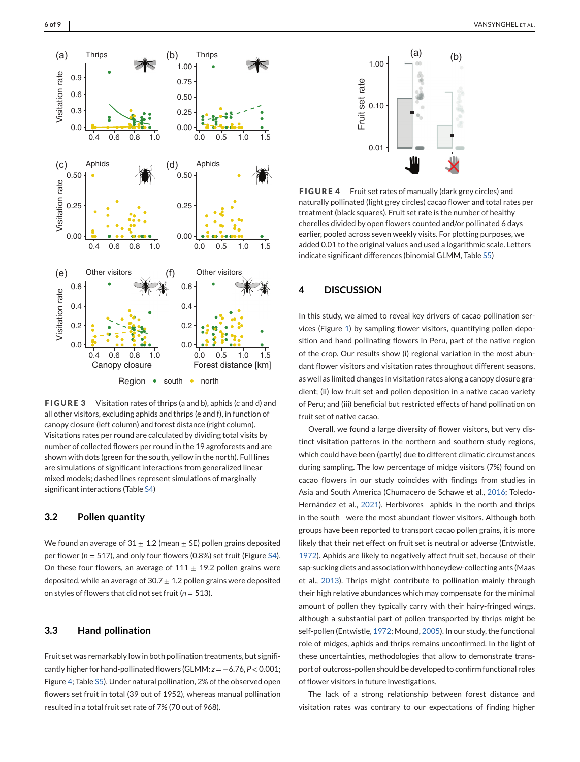**FIGURE 3** Visitation rates of thrips (a and b), aphids (c and d) and all other visitors, excluding aphids and thrips (e and f), in function of canopy closure (left column) and forest distance (right column). Visitations rates per round are calculated by dividing total visits by number of collected flowers per round in the 19 agroforests and are shown with dots (green for the south, yellow in the north). Full lines are simulations of significant interactions from generalized linear mixed models; dashed lines represent simulations of marginally significant interactions (Table S4)

### 3.2 | Pollen quantity

We found an average of $31 \pm 1.2$ (mean ± SE) pollen grains deposited per flower ($n = 517$), and only four flowers (0.8%) set fruit (Figure S4). On these four flowers, an average of $111 \pm 19.2$ pollen grains were deposited, while an average of $30.7 \pm 1.2$ pollen grains were deposited on styles of flowers that did not set fruit ($n = 513$).

### 3.3 | Hand pollination

Fruit set was remarkably low in both pollination treatments, but significantly higher for hand-pollinated flowers (GLMM: $z = -6.76$, $P < 0.001$; Figure 4; Table S5). Under natural pollination, 2% of the observed open flowers set fruit in total (39 out of 1952), whereas manual pollination resulted in a total fruit set rate of 7% (70 out of 968).

**FIGURE 4** Fruit set rates of manually (dark grey circles) and naturally pollinated (light grey circles) cacao flower and total rates per treatment (black squares). Fruit set rate is the number of healthy cherelles divided by open flowers counted and/or pollinated 6 days earlier, pooled across seven weekly visits. For plotting purposes, we added 0.01 to the original values and used a logarithmic scale. Letters indicate significant differences (binomial GLMM, Table S5)

## 4 | DISCUSSION

In this study, we aimed to reveal key drivers of cacao pollination services (Figure 1) by sampling flower visitors, quantifying pollen deposition and hand pollinating flowers in Peru, part of the native region of the crop. Our results show (i) regional variation in the most abundant flower visitors and visitation rates throughout different seasons, as well as limited changes in visitation rates along a canopy closure gradient; (ii) low fruit set and pollen deposition in a native cacao variety of Peru; and (iii) beneficial but restricted effects of hand pollination on fruit set of native cacao.

Overall, we found a large diversity of flower visitors, but very distinct visitation patterns in the northern and southern study regions, which could have been (partly) due to different climatic circumstances during sampling. The low percentage of midge visitors (7%) found on cacao flowers in our study coincides with findings from studies in Asia and South America (Chumacero de Schawe et al., 2016; Toledo-Hernández et al., 2021). Herbivores—aphids in the north and thrips in the south—were the most abundant flower visitors. Although both groups have been reported to transport cacao pollen grains, it is more likely that their net effect on fruit set is neutral or adverse (Entwistle, 1972). Aphids are likely to negatively affect fruit set, because of their sap-sucking diets and association with honeydew-collecting ants (Maas et al., 2013). Thrips might contribute to pollination mainly through their high relative abundances which may compensate for the minimal amount of pollen they typically carry with their hairy-fringed wings, although a substantial part of pollen transported by thrips might be self-pollen (Entwistle, 1972; Mound, 2005). In our study, the functional role of midges, aphids and thrips remains unconfirmed. In the light of these uncertainties, methodologies that allow to demonstrate transport of outcross-pollen should be developed to confirm functional roles of flower visitors in future investigations.

The lack of a strong relationship between forest distance and visitation rates was contrary to our expectations of finding higher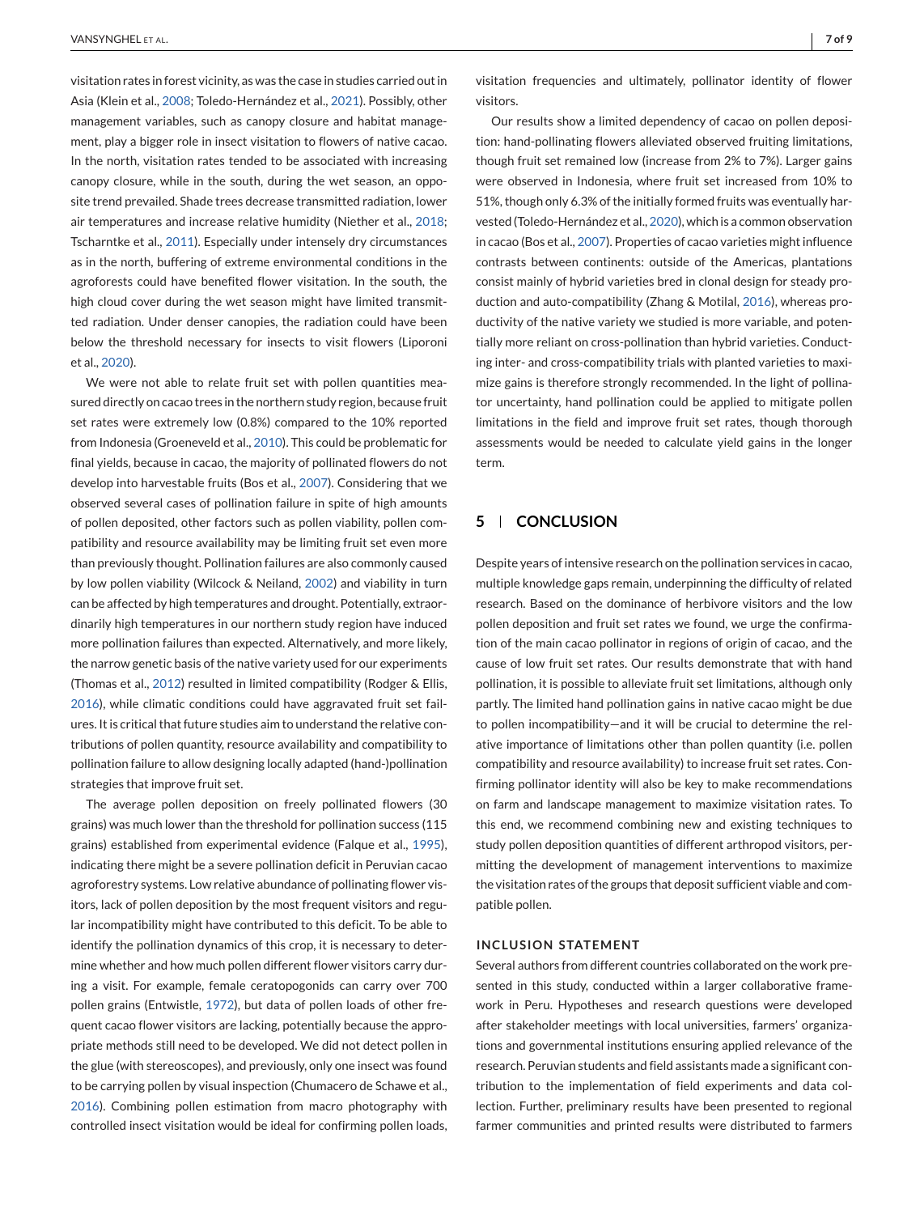visitation rates in forest vicinity, as was the case in studies carried out in Asia (Klein et al., 2008; Toledo-Hernández et al., 2021). Possibly, other management variables, such as canopy closure and habitat management, play a bigger role in insect visitation to flowers of native cacao. In the north, visitation rates tended to be associated with increasing canopy closure, while in the south, during the wet season, an opposite trend prevailed. Shade trees decrease transmitted radiation, lower air temperatures and increase relative humidity (Niether et al., 2018; Tscharntke et al., 2011). Especially under intensely dry circumstances as in the north, buffering of extreme environmental conditions in the agroforests could have benefited flower visitation. In the south, the high cloud cover during the wet season might have limited transmitted radiation. Under denser canopies, the radiation could have been below the threshold necessary for insects to visit flowers (Liporoni et al., 2020).

We were not able to relate fruit set with pollen quantities measured directly on cacao trees in the northern study region, because fruit set rates were extremely low (0.8%) compared to the 10% reported from Indonesia (Groeneveld et al., 2010). This could be problematic for final yields, because in cacao, the majority of pollinated flowers do not develop into harvestable fruits (Bos et al., 2007). Considering that we observed several cases of pollination failure in spite of high amounts of pollen deposited, other factors such as pollen viability, pollen compatibility and resource availability may be limiting fruit set even more than previously thought. Pollination failures are also commonly caused by low pollen viability (Wilcock & Neiland, 2002) and viability in turn can be affected by high temperatures and drought. Potentially, extraordinarily high temperatures in our northern study region have induced more pollination failures than expected. Alternatively, and more likely, the narrow genetic basis of the native variety used for our experiments (Thomas et al., 2012) resulted in limited compatibility (Rodger & Ellis, 2016), while climatic conditions could have aggravated fruit set failures. It is critical that future studies aim to understand the relative contributions of pollen quantity, resource availability and compatibility to pollination failure to allow designing locally adapted (hand-)pollination strategies that improve fruit set.

The average pollen deposition on freely pollinated flowers (30 grains) was much lower than the threshold for pollination success (115 grains) established from experimental evidence (Falque et al., 1995), indicating there might be a severe pollination deficit in Peruvian cacao agroforestry systems. Low relative abundance of pollinating flower visitors, lack of pollen deposition by the most frequent visitors and regular incompatibility might have contributed to this deficit. To be able to identify the pollination dynamics of this crop, it is necessary to determine whether and how much pollen different flower visitors carry during a visit. For example, female ceratopogonids can carry over 700 pollen grains (Entwistle, 1972), but data of pollen loads of other frequent cacao flower visitors are lacking, potentially because the appropriate methods still need to be developed. We did not detect pollen in the glue (with stereoscopes), and previously, only one insect was found to be carrying pollen by visual inspection (Chumacero de Schawe et al., 2016). Combining pollen estimation from macro photography with controlled insect visitation would be ideal for confirming pollen loads, visitation frequencies and ultimately, pollinator identity of flower visitors.

Our results show a limited dependency of cacao on pollen deposition: hand-pollinating flowers alleviated observed fruiting limitations, though fruit set remained low (increase from 2% to 7%). Larger gains were observed in Indonesia, where fruit set increased from 10% to 51%, though only 6.3% of the initially formed fruits was eventually harvested (Toledo-Hernández et al., 2020), which is a common observation in cacao (Bos et al., 2007). Properties of cacao varieties might influence contrasts between continents: outside of the Americas, plantations consist mainly of hybrid varieties bred in clonal design for steady production and auto-compatibility (Zhang & Motilal, 2016), whereas productivity of the native variety we studied is more variable, and potentially more reliant on cross-pollination than hybrid varieties. Conducting inter- and cross-compatibility trials with planted varieties to maximize gains is therefore strongly recommended. In the light of pollinator uncertainty, hand pollination could be applied to mitigate pollen limitations in the field and improve fruit set rates, though thorough assessments would be needed to calculate yield gains in the longer term.

## 5 | CONCLUSION

Despite years of intensive research on the pollination services in cacao, multiple knowledge gaps remain, underpinning the difficulty of related research. Based on the dominance of herbivore visitors and the low pollen deposition and fruit set rates we found, we urge the confirmation of the main cacao pollinator in regions of origin of cacao, and the cause of low fruit set rates. Our results demonstrate that with hand pollination, it is possible to alleviate fruit set limitations, although only partly. The limited hand pollination gains in native cacao might be due to pollen incompatibility—and it will be crucial to determine the relative importance of limitations other than pollen quantity (i.e. pollen compatibility and resource availability) to increase fruit set rates. Confirming pollinator identity will also be key to make recommendations on farm and landscape management to maximize visitation rates. To this end, we recommend combining new and existing techniques to study pollen deposition quantities of different arthropod visitors, permitting the development of management interventions to maximize the visitation rates of the groups that deposit sufficient viable and compatible pollen.

### INCLUSION STATEMENT

Several authors from different countries collaborated on the work presented in this study, conducted within a larger collaborative framework in Peru. Hypotheses and research questions were developed after stakeholder meetings with local universities, farmers' organizations and governmental institutions ensuring applied relevance of the research. Peruvian students and field assistants made a significant contribution to the implementation of field experiments and data collection. Further, preliminary results have been presented to regional farmer communities and printed results were distributed to farmers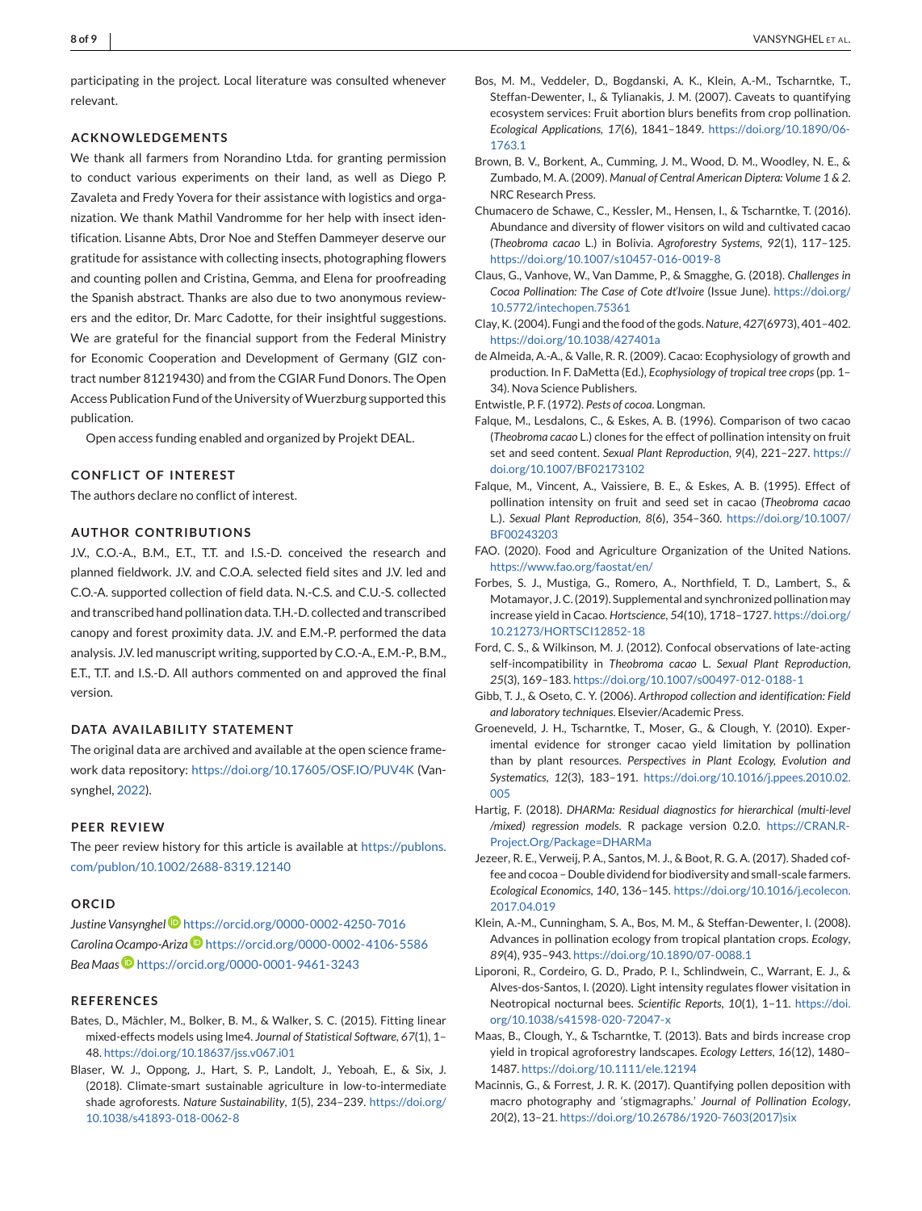participating in the project. Local literature was consulted whenever relevant.

## ACKNOWLEDGEMENTS

We thank all farmers from Norandino Ltda. for granting permission to conduct various experiments on their land, as well as Diego P. Zavaleta and Fredy Yovera for their assistance with logistics and organization. We thank Mathil Vandromme for her help with insect identification. Lisanne Abts, Dror Noe and Steffen Dammeyer deserve our gratitude for assistance with collecting insects, photographing flowers and counting pollen and Cristina, Gemma, and Elena for proofreading the Spanish abstract. Thanks are also due to two anonymous reviewers and the editor, Dr. Marc Cadotte, for their insightful suggestions. We are grateful for the financial support from the Federal Ministry for Economic Cooperation and Development of Germany (GIZ contract number 81219430) and from the CGIAR Fund Donors. The Open Access Publication Fund of the University of Wuerzburg supported this publication.

Open access funding enabled and organized by Projekt DEAL.

## CONFLICT OF INTEREST

The authors declare no conflict of interest.

## AUTHOR CONTRIBUTIONS

J.V., C.O.-A., B.M., E.T., T.T. and I.S.-D. conceived the research and planned fieldwork. J.V. and C.O.A. selected field sites and J.V. led and C.O.-A. supported collection of field data. N.-C.S. and C.U.-S. collected and transcribed hand pollination data. T.H.-D. collected and transcribed canopy and forest proximity data. J.V. and E.M.-P. performed the data analysis. J.V. led manuscript writing, supported by C.O.-A., E.M.-P., B.M., E.T., T.T. and I.S.-D. All authors commented on and approved the final version.

## DATA AVAILABILITY STATEMENT

The original data are archived and available at the open science framework data repository: https://doi.org/10.17605/OSF.IO/PUV4K (Vansynghel, 2022).

## PEER REVIEW

The peer review history for this article is available at https://publons.com/publon/10.1002/2688-8319.12140

## ORCID

*Justine Vansynghel* https://orcid.org/0000-0002-4250-7016
*Carolina Ocampo-Ariza* https://orcid.org/0000-0002-4106-5586
*Bea Maas* https://orcid.org/0000-0001-9461-3243

## REFERENCES

Bates, D., Mächler, M., Bolker, B. M., & Walker, S. C. (2015). Fitting linear mixed-effects models using lme4. *Journal of Statistical Software*, *67*(1), 1–48. https://doi.org/10.18637/jss.v067.i01

Blaser, W. J., Oppong, J., Hart, S. P., Landolt, J., Yeboah, E., & Six, J. (2018). Climate-smart sustainable agriculture in low-to-intermediate shade agroforests. *Nature Sustainability*, *1*(5), 234–239. https://doi.org/10.1038/s41893-018-0062-8

Bos, M. M., Veddeler, D., Bogdanski, A. K., Klein, A.-M., Tscharntke, T., Steffan-Dewenter, I., & Tylianakis, J. M. (2007). Caveats to quantifying ecosystem services: Fruit abortion blurs benefits from crop pollination. *Ecological Applications*, *17*(6), 1841–1849. https://doi.org/10.1890/06-1763.1

Brown, B. V., Borkent, A., Cumming, J. M., Wood, D. M., Woodley, N. E., & Zumbado, M. A. (2009). *Manual of Central American Diptera: Volume 1 & 2*. NRC Research Press.

Chumacero de Schawe, C., Kessler, M., Hensen, I., & Tscharntke, T. (2016). Abundance and diversity of flower visitors on wild and cultivated cacao (*Theobroma cacao* L.) in Bolivia. *Agroforestry Systems*, *92*(1), 117–125. https://doi.org/10.1007/s10457-016-0019-8

Claus, G., Vanhove, W., Van Damme, P., & Smagghe, G. (2018). *Challenges in Cocoa Pollination: The Case of Cote dt'Ivoire* (Issue June). https://doi.org/10.5772/intechopen.75361

Clay, K. (2004). Fungi and the food of the gods. *Nature*, *427*(6973), 401–402. https://doi.org/10.1038/427401a

de Almeida, A.-A., & Valle, R. R. (2009). Cacao: Ecophysiology of growth and production. In F. DaMetta (Ed.), *Ecophysiology of tropical tree crops* (pp. 1–34). Nova Science Publishers.

Entwistle, P. F. (1972). *Pests of cocoa*. Longman.

Falque, M., Lesdalons, C., & Eskes, A. B. (1996). Comparison of two cacao (*Theobroma cacao* L.) clones for the effect of pollination intensity on fruit set and seed content. *Sexual Plant Reproduction*, *9*(4), 221–227. https://doi.org/10.1007/BF02173102

Falque, M., Vincent, A., Vaissiere, B. E., & Eskes, A. B. (1995). Effect of pollination intensity on fruit and seed set in cacao (*Theobroma cacao* L.). *Sexual Plant Reproduction*, *8*(6), 354–360. https://doi.org/10.1007/BF00243203

FAO. (2020). Food and Agriculture Organization of the United Nations. https://www.fao.org/faostat/en/

Forbes, S. J., Mustiga, G., Romero, A., Northfield, T. D., Lambert, S., & Motamayor, J. C. (2019). Supplemental and synchronized pollination may increase yield in Cacao. *Hortscience*, *54*(10), 1718–1727. https://doi.org/10.21273/HORTSCI12852-18

Ford, C. S., & Wilkinson, M. J. (2012). Confocal observations of late-acting self-incompatibility in *Theobroma cacao* L. *Sexual Plant Reproduction*, *25*(3), 169–183. https://doi.org/10.1007/s00497-012-0188-1

Gibb, T. J., & Oseto, C. Y. (2006). *Arthropod collection and identification: Field and laboratory techniques*. Elsevier/Academic Press.

Groeneveld, J. H., Tscharntke, T., Moser, G., & Clough, Y. (2010). Experimental evidence for stronger cacao yield limitation by pollination than by plant resources. *Perspectives in Plant Ecology, Evolution and Systematics*, *12*(3), 183–191. https://doi.org/10.1016/j.ppees.2010.02.005

Hartig, F. (2018). *DHARMa: Residual diagnostics for hierarchical (multi-level /mixed) regression models*. R package version 0.2.0. https://CRAN.R-Project.Org/Package=DHARMa

Jezeer, R. E., Verweij, P. A., Santos, M. J., & Boot, R. G. A. (2017). Shaded coffee and cocoa – Double dividend for biodiversity and small-scale farmers. *Ecological Economics*, *140*, 136–145. https://doi.org/10.1016/j.ecolecon.2017.04.019

Klein, A.-M., Cunningham, S. A., Bos, M. M., & Steffan-Dewenter, I. (2008). Advances in pollination ecology from tropical plantation crops. *Ecology*, *89*(4), 935–943. https://doi.org/10.1890/07-0088.1

Liporoni, R., Cordeiro, G. D., Prado, P. I., Schlindwein, C., Warrant, E. J., & Alves-dos-Santos, I. (2020). Light intensity regulates flower visitation in Neotropical nocturnal bees. *Scientific Reports*, *10*(1), 1–11. https://doi.org/10.1038/s41598-020-72047-x

Maas, B., Clough, Y., & Tscharntke, T. (2013). Bats and birds increase crop yield in tropical agroforestry landscapes. *Ecology Letters*, *16*(12), 1480–1487. https://doi.org/10.1111/ele.12194

Macinnis, G., & Forrest, J. R. K. (2017). Quantifying pollen deposition with macro photography and 'stigmagraphs.' *Journal of Pollination Ecology*, *20*(2), 13–21. https://doi.org/10.26786/1920-7603(2017)six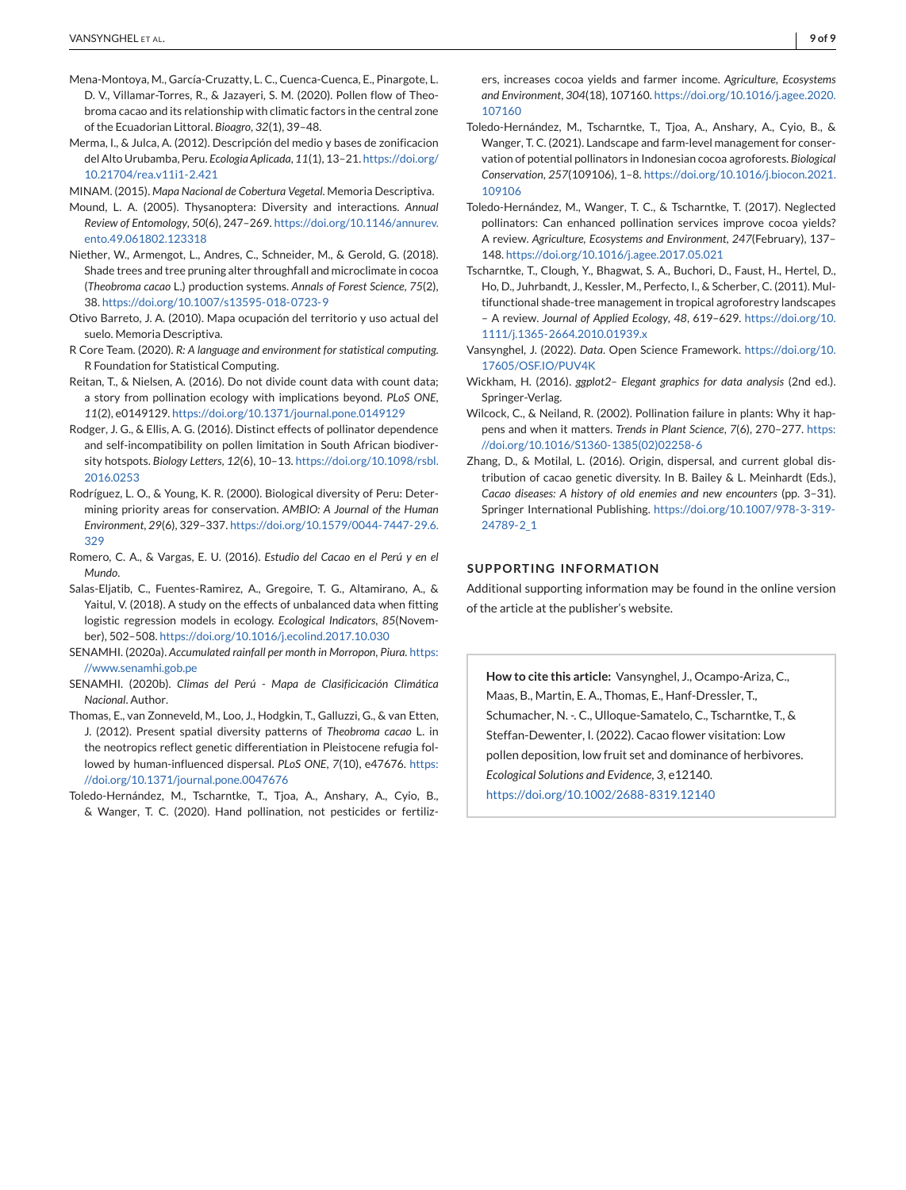Mena-Montoya, M., García-Cruzatty, L. C., Cuenca-Cuenca, E., Pinargote, L. D. V., Villamar-Torres, R., & Jazayeri, S. M. (2020). Pollen flow of Theobroma cacao and its relationship with climatic factors in the central zone of the Ecuadorian Littoral. *Bioagro*, *32*(1), 39–48.

Merma, I., & Julca, A. (2012). Descripción del medio y bases de zonificacion del Alto Urubamba, Peru. *Ecologia Aplicada*, *11*(1), 13–21. https://doi.org/10.21704/rea.v11i1-2.421

MINAM. (2015). *Mapa Nacional de Cobertura Vegetal*. Memoria Descriptiva.

Mound, L. A. (2005). Thysanoptera: Diversity and interactions. *Annual Review of Entomology*, *50*(6), 247–269. https://doi.org/10.1146/annurev.ento.49.061802.123318

Niether, W., Armengot, L., Andres, C., Schneider, M., & Gerold, G. (2018). Shade trees and tree pruning alter throughfall and microclimate in cocoa (*Theobroma cacao* L.) production systems. *Annals of Forest Science*, *75*(2), 38. https://doi.org/10.1007/s13595-018-0723-9

Otivo Barreto, J. A. (2010). Mapa ocupación del territorio y uso actual del suelo. Memoria Descriptiva.

R Core Team. (2020). *R: A language and environment for statistical computing*. R Foundation for Statistical Computing.

Reitan, T., & Nielsen, A. (2016). Do not divide count data with count data; a story from pollination ecology with implications beyond. *PLoS ONE*, *11*(2), e0149129. https://doi.org/10.1371/journal.pone.0149129

Rodger, J. G., & Ellis, A. G. (2016). Distinct effects of pollinator dependence and self-incompatibility on pollen limitation in South African biodiversity hotspots. *Biology Letters*, *12*(6), 10–13. https://doi.org/10.1098/rsbl.2016.0253

Rodríguez, L. O., & Young, K. R. (2000). Biological diversity of Peru: Determining priority areas for conservation. *AMBIO: A Journal of the Human Environment*, *29*(6), 329–337. https://doi.org/10.1579/0044-7447-29.6.329

Romero, C. A., & Vargas, E. U. (2016). *Estudio del Cacao en el Perú y en el Mundo*.

Salas-Eljatib, C., Fuentes-Ramirez, A., Gregoire, T. G., Altamirano, A., & Yaitul, V. (2018). A study on the effects of unbalanced data when fitting logistic regression models in ecology. *Ecological Indicators*, *85*(November), 502–508. https://doi.org/10.1016/j.ecolind.2017.10.030

SENAMHI. (2020a). *Accumulated rainfall per month in Morropon, Piura*. https://www.senamhi.gob.pe

SENAMHI. (2020b). *Climas del Perú - Mapa de Clasificicación Climática Nacional*. Author.

Thomas, E., van Zonneveld, M., Loo, J., Hodgkin, T., Galluzzi, G., & van Etten, J. (2012). Present spatial diversity patterns of *Theobroma cacao* L. in the neotropics reflect genetic differentiation in Pleistocene refugia followed by human-influenced dispersal. *PLoS ONE*, *7*(10), e47676. https://doi.org/10.1371/journal.pone.0047676

Toledo-Hernández, M., Tscharntke, T., Tjoa, A., Anshary, A., Cyio, B., & Wanger, T. C. (2020). Hand pollination, not pesticides or fertilizers, increases cocoa yields and farmer income. *Agriculture, Ecosystems and Environment*, *304*(18), 107160. https://doi.org/10.1016/j.agee.2020.107160

Toledo-Hernández, M., Tscharntke, T., Tjoa, A., Anshary, A., Cyio, B., & Wanger, T. C. (2021). Landscape and farm-level management for conservation of potential pollinators in Indonesian cocoa agroforests. *Biological Conservation*, *257*(109106), 1–8. https://doi.org/10.1016/j.biocon.2021.109106

Toledo-Hernández, M., Wanger, T. C., & Tscharntke, T. (2017). Neglected pollinators: Can enhanced pollination services improve cocoa yields? A review. *Agriculture, Ecosystems and Environment*, *247*(February), 137–148. https://doi.org/10.1016/j.agee.2017.05.021

Tscharntke, T., Clough, Y., Bhagwat, S. A., Buchori, D., Faust, H., Hertel, D., Ho, D., Juhrbandt, J., Kessler, M., Perfecto, I., & Scherber, C. (2011). Multifunctional shade-tree management in tropical agroforestry landscapes – A review. *Journal of Applied Ecology*, *48*, 619–629. https://doi.org/10.1111/j.1365-2664.2010.01939.x

Vansynghel, J. (2022). *Data*. Open Science Framework. https://doi.org/10.17605/OSF.IO/PUV4K

Wickham, H. (2016). *ggplot2– Elegant graphics for data analysis* (2nd ed.). Springer-Verlag.

Wilcock, C., & Neiland, R. (2002). Pollination failure in plants: Why it happens and when it matters. *Trends in Plant Science*, *7*(6), 270–277. https://doi.org/10.1016/S1360-1385(02)02258-6

Zhang, D., & Motilal, L. (2016). Origin, dispersal, and current global distribution of cacao genetic diversity. In B. Bailey & L. Meinhardt (Eds.), *Cacao diseases: A history of old enemies and new encounters* (pp. 3–31). Springer International Publishing. https://doi.org/10.1007/978-3-319-24789-2_1

## SUPPORTING INFORMATION

Additional supporting information may be found in the online version of the article at the publisher's website.

**How to cite this article:** Vansynghel, J., Ocampo-Ariza, C., Maas, B., Martin, E. A., Thomas, E., Hanf-Dressler, T., Schumacher, N. -. C., Ulloque-Samatelo, C., Tscharntke, T., & Steffan-Dewenter, I. (2022). Cacao flower visitation: Low pollen deposition, low fruit set and dominance of herbivores. *Ecological Solutions and Evidence*, *3*, e12140. https://doi.org/10.1002/2688-8319.12140